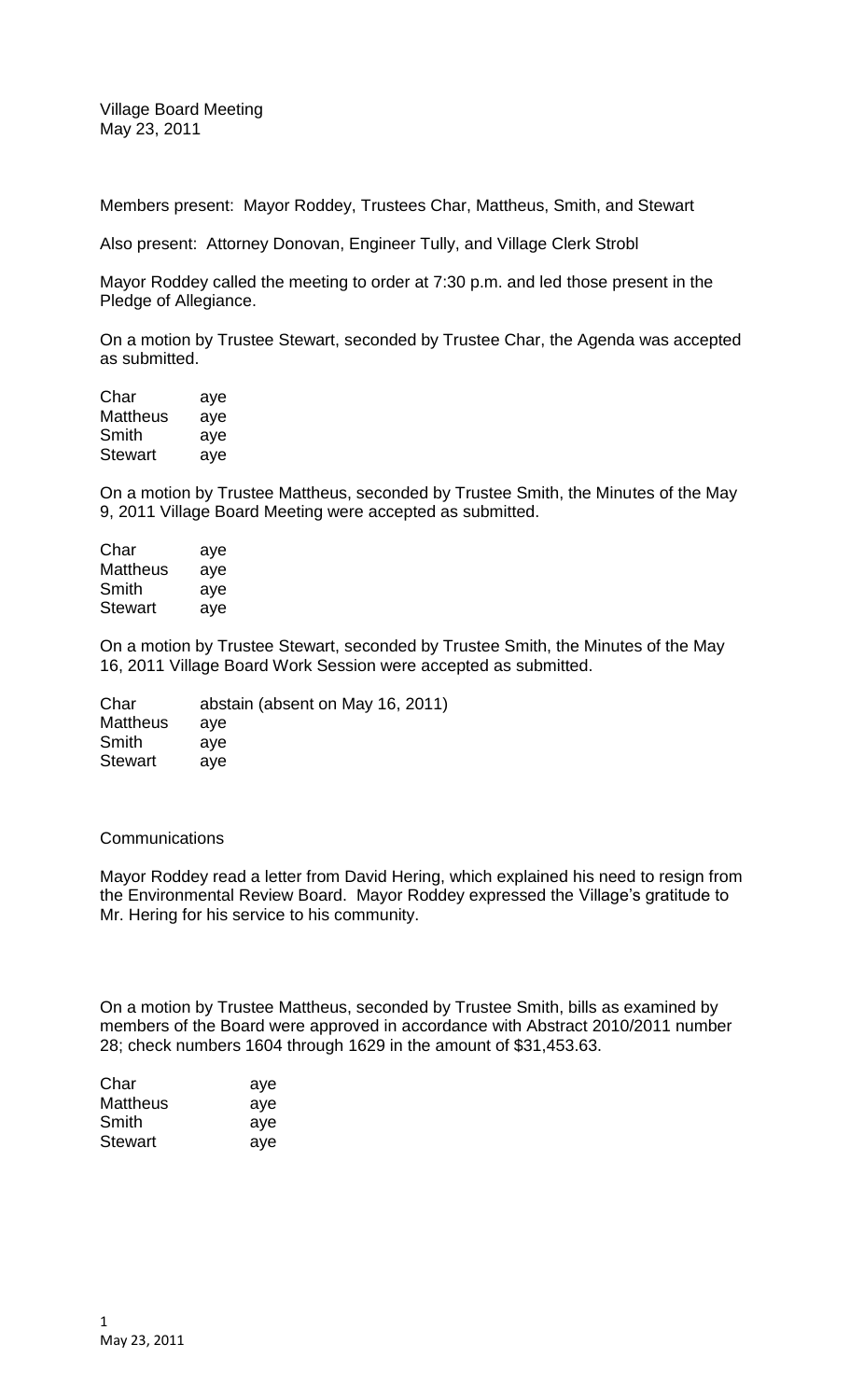Village Board Meeting
May 23, 2011

Members present: Mayor Roddey, Trustees Char, Mattheus, Smith, and Stewart

Also present: Attorney Donovan, Engineer Tully, and Village Clerk Strobl

Mayor Roddey called the meeting to order at 7:30 p.m. and led those present in the Pledge of Allegiance.

On a motion by Trustee Stewart, seconded by Trustee Char, the Agenda was accepted as submitted.

| | |
|---|---|
| Char | aye |
| Mattheus | aye |
| Smith | aye |
| Stewart | aye |

On a motion by Trustee Mattheus, seconded by Trustee Smith, the Minutes of the May 9, 2011 Village Board Meeting were accepted as submitted.

| | |
|---|---|
| Char | aye |
| Mattheus | aye |
| Smith | aye |
| Stewart | aye |

On a motion by Trustee Stewart, seconded by Trustee Smith, the Minutes of the May 16, 2011 Village Board Work Session were accepted as submitted.

| | |
|---|---|
| Char | abstain (absent on May 16, 2011) |
| Mattheus | aye |
| Smith | aye |
| Stewart | aye |

Communications

Mayor Roddey read a letter from David Hering, which explained his need to resign from the Environmental Review Board. Mayor Roddey expressed the Village's gratitude to Mr. Hering for his service to his community.

On a motion by Trustee Mattheus, seconded by Trustee Smith, bills as examined by members of the Board were approved in accordance with Abstract 2010/2011 number 28; check numbers 1604 through 1629 in the amount of $31,453.63.

| | |
|---|---|
| Char | aye |
| Mattheus | aye |
| Smith | aye |
| Stewart | aye |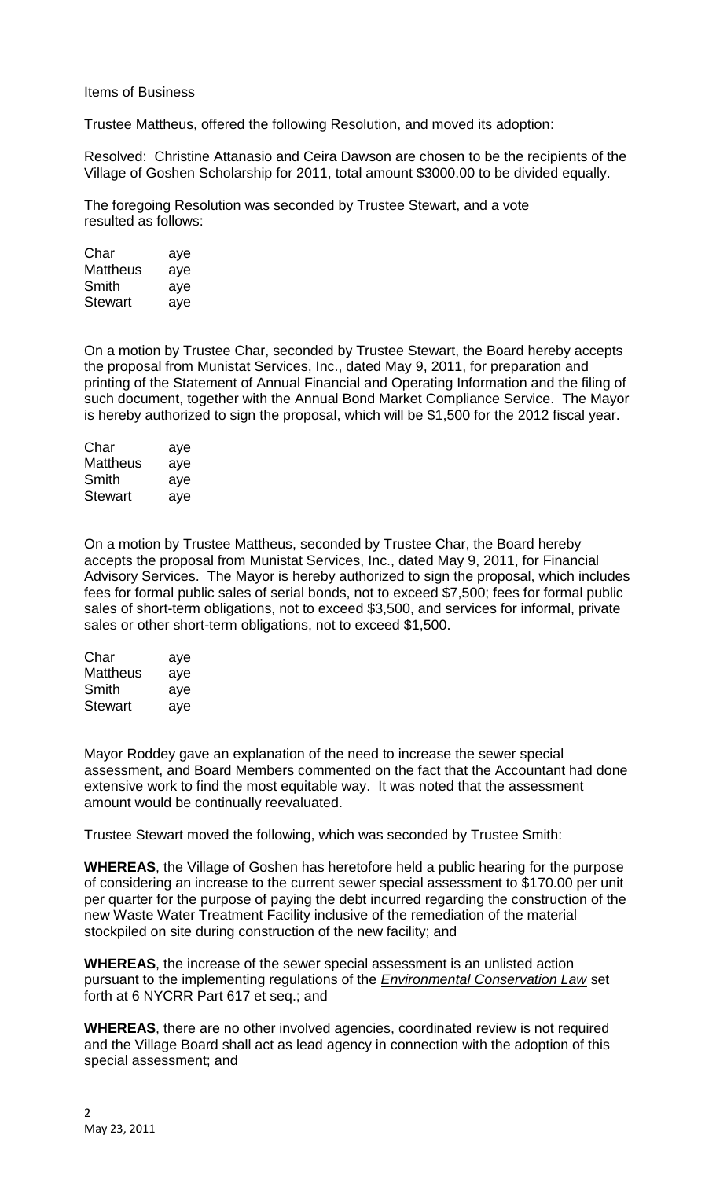Items of Business

Trustee Mattheus, offered the following Resolution, and moved its adoption:

Resolved: Christine Attanasio and Ceira Dawson are chosen to be the recipients of the Village of Goshen Scholarship for 2011, total amount $3000.00 to be divided equally.

The foregoing Resolution was seconded by Trustee Stewart, and a vote resulted as follows:

| | |
|---|---|
| Char | aye |
| Mattheus | aye |
| Smith | aye |
| Stewart | aye |

On a motion by Trustee Char, seconded by Trustee Stewart, the Board hereby accepts the proposal from Munistat Services, Inc., dated May 9, 2011, for preparation and printing of the Statement of Annual Financial and Operating Information and the filing of such document, together with the Annual Bond Market Compliance Service. The Mayor is hereby authorized to sign the proposal, which will be $1,500 for the 2012 fiscal year.

| | |
|---|---|
| Char | aye |
| Mattheus | aye |
| Smith | aye |
| Stewart | aye |

On a motion by Trustee Mattheus, seconded by Trustee Char, the Board hereby accepts the proposal from Munistat Services, Inc., dated May 9, 2011, for Financial Advisory Services. The Mayor is hereby authorized to sign the proposal, which includes fees for formal public sales of serial bonds, not to exceed $7,500; fees for formal public sales of short-term obligations, not to exceed $3,500, and services for informal, private sales or other short-term obligations, not to exceed $1,500.

| | |
|---|---|
| Char | aye |
| Mattheus | aye |
| Smith | aye |
| Stewart | aye |

Mayor Roddey gave an explanation of the need to increase the sewer special assessment, and Board Members commented on the fact that the Accountant had done extensive work to find the most equitable way. It was noted that the assessment amount would be continually reevaluated.

Trustee Stewart moved the following, which was seconded by Trustee Smith:

**WHEREAS**, the Village of Goshen has heretofore held a public hearing for the purpose of considering an increase to the current sewer special assessment to $170.00 per unit per quarter for the purpose of paying the debt incurred regarding the construction of the new Waste Water Treatment Facility inclusive of the remediation of the material stockpiled on site during construction of the new facility; and

**WHEREAS**, the increase of the sewer special assessment is an unlisted action pursuant to the implementing regulations of the *Environmental Conservation Law* set forth at 6 NYCRR Part 617 et seq.; and

**WHEREAS**, there are no other involved agencies, coordinated review is not required and the Village Board shall act as lead agency in connection with the adoption of this special assessment; and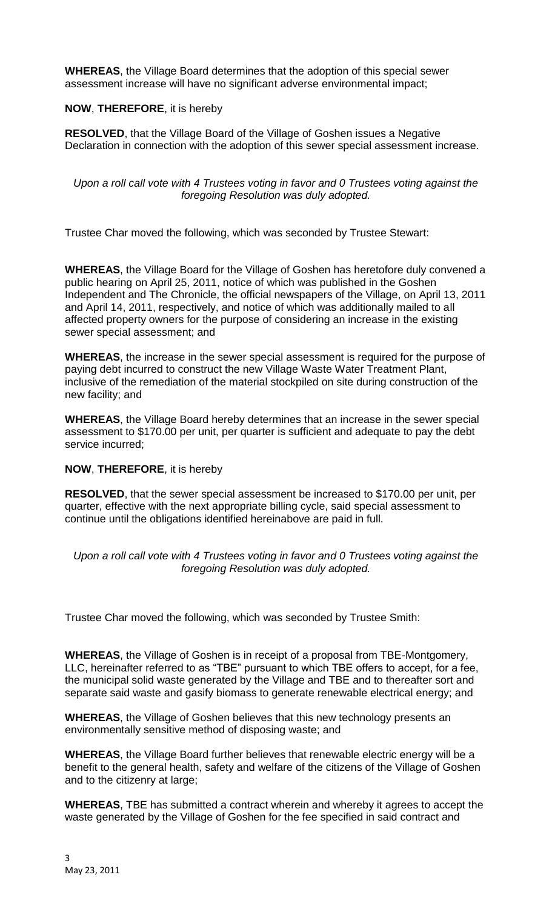**WHEREAS**, the Village Board determines that the adoption of this special sewer assessment increase will have no significant adverse environmental impact;

**NOW**, **THEREFORE**, it is hereby

**RESOLVED**, that the Village Board of the Village of Goshen issues a Negative Declaration in connection with the adoption of this sewer special assessment increase.

*Upon a roll call vote with 4 Trustees voting in favor and 0 Trustees voting against the foregoing Resolution was duly adopted.*

Trustee Char moved the following, which was seconded by Trustee Stewart:

**WHEREAS**, the Village Board for the Village of Goshen has heretofore duly convened a public hearing on April 25, 2011, notice of which was published in the Goshen Independent and The Chronicle, the official newspapers of the Village, on April 13, 2011 and April 14, 2011, respectively, and notice of which was additionally mailed to all affected property owners for the purpose of considering an increase in the existing sewer special assessment; and

**WHEREAS**, the increase in the sewer special assessment is required for the purpose of paying debt incurred to construct the new Village Waste Water Treatment Plant, inclusive of the remediation of the material stockpiled on site during construction of the new facility; and

**WHEREAS**, the Village Board hereby determines that an increase in the sewer special assessment to $170.00 per unit, per quarter is sufficient and adequate to pay the debt service incurred;

**NOW**, **THEREFORE**, it is hereby

**RESOLVED**, that the sewer special assessment be increased to $170.00 per unit, per quarter, effective with the next appropriate billing cycle, said special assessment to continue until the obligations identified hereinabove are paid in full.

*Upon a roll call vote with 4 Trustees voting in favor and 0 Trustees voting against the foregoing Resolution was duly adopted.*

Trustee Char moved the following, which was seconded by Trustee Smith:

**WHEREAS**, the Village of Goshen is in receipt of a proposal from TBE-Montgomery, LLC, hereinafter referred to as "TBE" pursuant to which TBE offers to accept, for a fee, the municipal solid waste generated by the Village and TBE and to thereafter sort and separate said waste and gasify biomass to generate renewable electrical energy; and

**WHEREAS**, the Village of Goshen believes that this new technology presents an environmentally sensitive method of disposing waste; and

**WHEREAS**, the Village Board further believes that renewable electric energy will be a benefit to the general health, safety and welfare of the citizens of the Village of Goshen and to the citizenry at large;

**WHEREAS**, TBE has submitted a contract wherein and whereby it agrees to accept the waste generated by the Village of Goshen for the fee specified in said contract and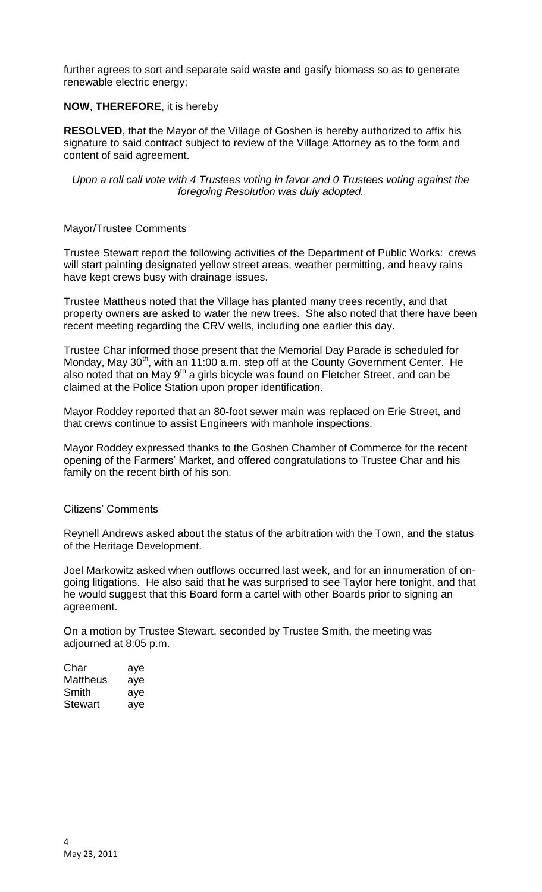further agrees to sort and separate said waste and gasify biomass so as to generate renewable electric energy;

**NOW**, **THEREFORE**, it is hereby

**RESOLVED**, that the Mayor of the Village of Goshen is hereby authorized to affix his signature to said contract subject to review of the Village Attorney as to the form and content of said agreement.

*Upon a roll call vote with 4 Trustees voting in favor and 0 Trustees voting against the foregoing Resolution was duly adopted.*

Mayor/Trustee Comments

Trustee Stewart report the following activities of the Department of Public Works: crews will start painting designated yellow street areas, weather permitting, and heavy rains have kept crews busy with drainage issues.

Trustee Mattheus noted that the Village has planted many trees recently, and that property owners are asked to water the new trees. She also noted that there have been recent meeting regarding the CRV wells, including one earlier this day.

Trustee Char informed those present that the Memorial Day Parade is scheduled for Monday, May 30th, with an 11:00 a.m. step off at the County Government Center. He also noted that on May 9th a girls bicycle was found on Fletcher Street, and can be claimed at the Police Station upon proper identification.

Mayor Roddey reported that an 80-foot sewer main was replaced on Erie Street, and that crews continue to assist Engineers with manhole inspections.

Mayor Roddey expressed thanks to the Goshen Chamber of Commerce for the recent opening of the Farmers' Market, and offered congratulations to Trustee Char and his family on the recent birth of his son.

Citizens' Comments

Reynell Andrews asked about the status of the arbitration with the Town, and the status of the Heritage Development.

Joel Markowitz asked when outflows occurred last week, and for an innumeration of on-going litigations. He also said that he was surprised to see Taylor here tonight, and that he would suggest that this Board form a cartel with other Boards prior to signing an agreement.

On a motion by Trustee Stewart, seconded by Trustee Smith, the meeting was adjourned at 8:05 p.m.

| | |
|---|---|
| Char | aye |
| Mattheus | aye |
| Smith | aye |
| Stewart | aye |